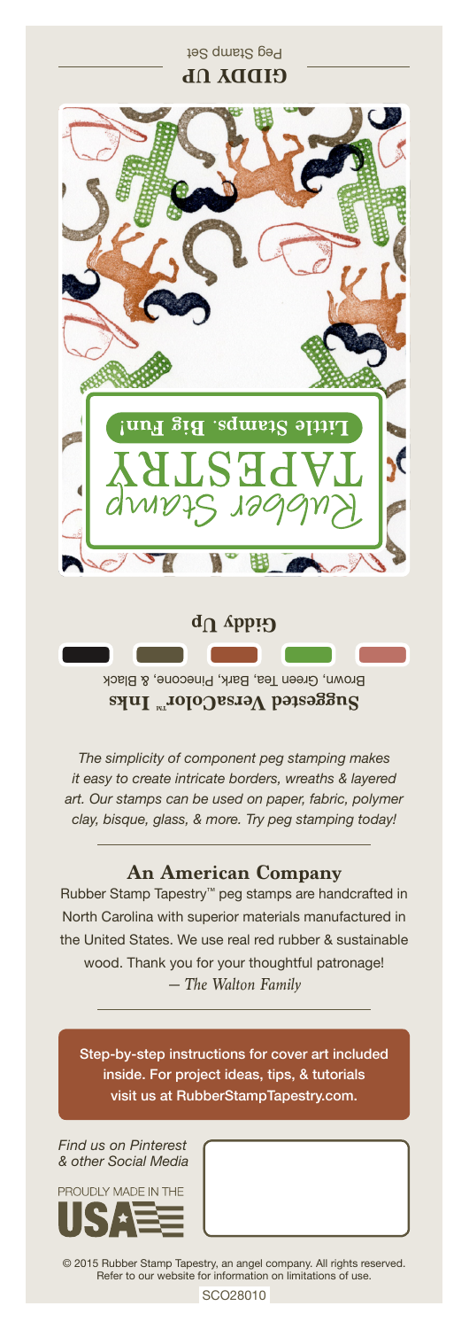# GIDDY UP

Peg Stamp Set

Rubber Stamp TAPESTRY

Little Stamps. Big Fun!

## Giddy Up

**Suggested VersaColor™ Inks**

Brown, Green Tea, Bark, Pinecone, & Black

*The simplicity of component peg stamping makes it easy to create intricate borders, wreaths & layered art. Our stamps can be used on paper, fabric, polymer clay, bisque, glass, & more. Try peg stamping today!*

## An American Company

Rubber Stamp Tapestry™ peg stamps are handcrafted in North Carolina with superior materials manufactured in the United States. We use real red rubber & sustainable wood. Thank you for your thoughtful patronage!

*— The Walton Family*

Step-by-step instructions for cover art included inside. For project ideas, tips, & tutorials visit us at RubberStampTapestry.com.

*Find us on Pinterest & other Social Media*

PROUDLY MADE IN THE USA

© 2015 Rubber Stamp Tapestry, an angel company. All rights reserved. Refer to our website for information on limitations of use.

SCO28010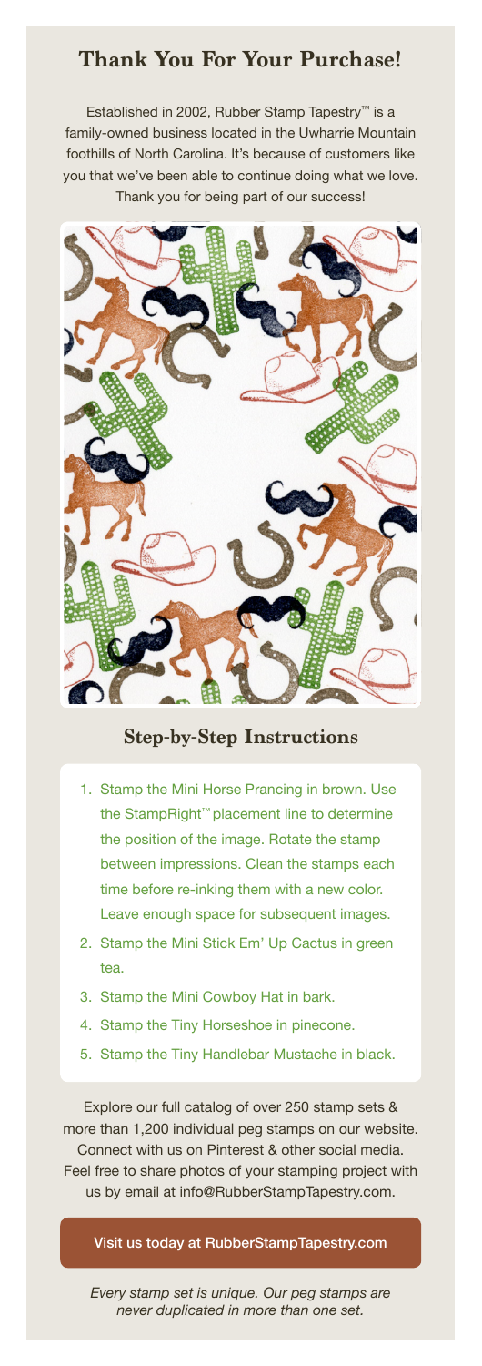## Thank You For Your Purchase!

Established in 2002, Rubber Stamp Tapestry™ is a family-owned business located in the Uwharrie Mountain foothills of North Carolina. It's because of customers like you that we've been able to continue doing what we love. Thank you for being part of our success!

## Step-by-Step Instructions

1. Stamp the Mini Horse Prancing in brown. Use the StampRight™ placement line to determine the position of the image. Rotate the stamp between impressions. Clean the stamps each time before re-inking them with a new color. Leave enough space for subsequent images.
2. Stamp the Mini Stick Em' Up Cactus in green tea.
3. Stamp the Mini Cowboy Hat in bark.
4. Stamp the Tiny Horseshoe in pinecone.
5. Stamp the Tiny Handlebar Mustache in black.

Explore our full catalog of over 250 stamp sets & more than 1,200 individual peg stamps on our website. Connect with us on Pinterest & other social media. Feel free to share photos of your stamping project with us by email at info@RubberStampTapestry.com.

**Visit us today at RubberStampTapestry.com**

*Every stamp set is unique. Our peg stamps are never duplicated in more than one set.*